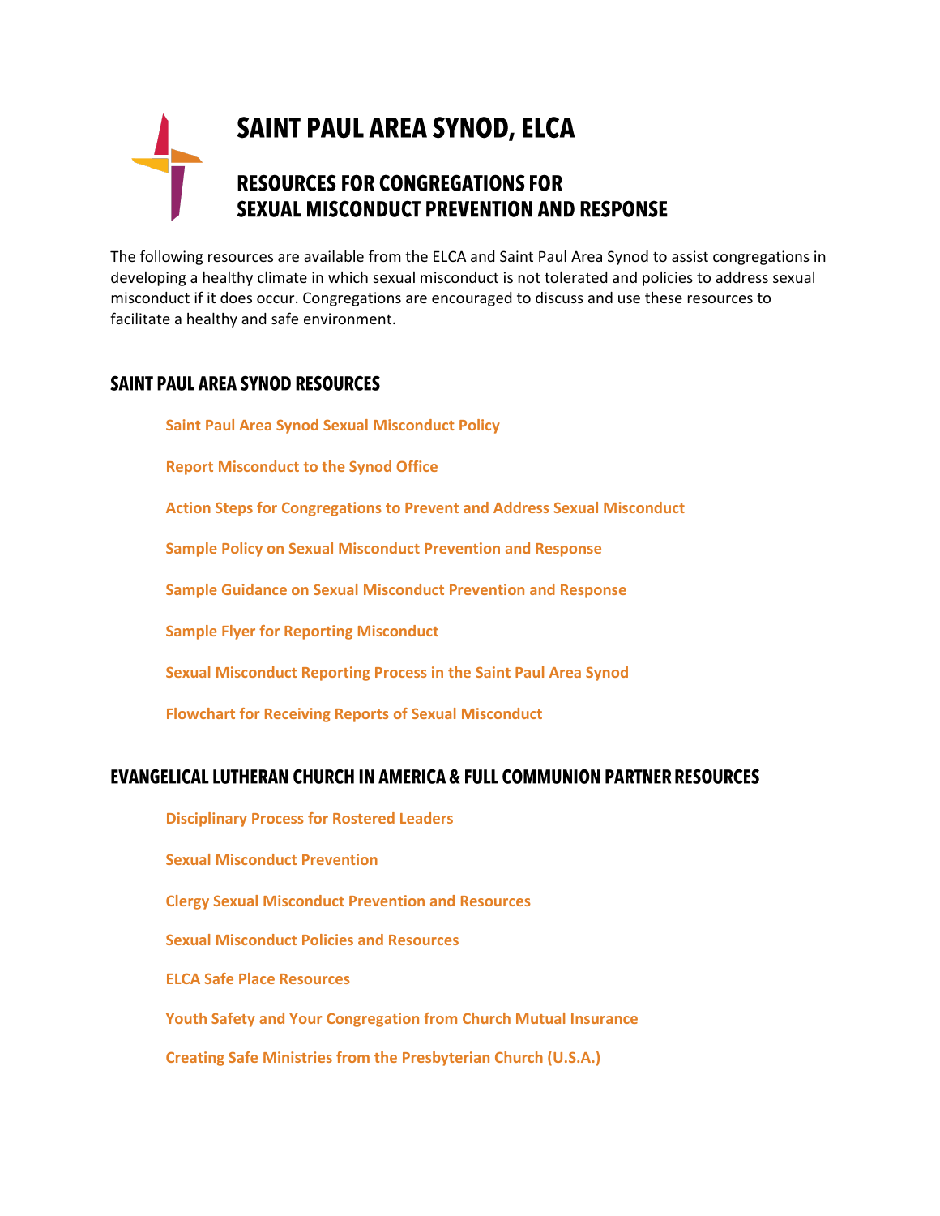# SAINT PAUL AREA SYNOD, ELCA

## RESOURCES FOR CONGREGATIONS FOR SEXUAL MISCONDUCT PREVENTION AND RESPONSE

The following resources are available from the ELCA and Saint Paul Area Synod to assist congregations in developing a healthy climate in which sexual misconduct is not tolerated and policies to address sexual misconduct if it does occur. Congregations are encouraged to discuss and use these resources to facilitate a healthy and safe environment.

### SAINT PAUL AREA SYNOD RESOURCES

**Saint Paul Area Synod Sexual Misconduct Policy**

**Report Misconduct to the Synod Office**

**Action Steps for Congregations to Prevent and Address Sexual Misconduct**

**Sample Policy on Sexual Misconduct Prevention and Response**

**Sample Guidance on Sexual Misconduct Prevention and Response**

**Sample Flyer for Reporting Misconduct**

**Sexual Misconduct Reporting Process in the Saint Paul Area Synod**

**Flowchart for Receiving Reports of Sexual Misconduct**

### EVANGELICAL LUTHERAN CHURCH IN AMERICA & FULL COMMUNION PARTNER RESOURCES

**Disciplinary Process for Rostered Leaders**

**Sexual Misconduct Prevention**

**Clergy Sexual Misconduct Prevention and Resources**

**Sexual Misconduct Policies and Resources**

**ELCA Safe Place Resources**

**Youth Safety and Your Congregation from Church Mutual Insurance**

**Creating Safe Ministries from the Presbyterian Church (U.S.A.)**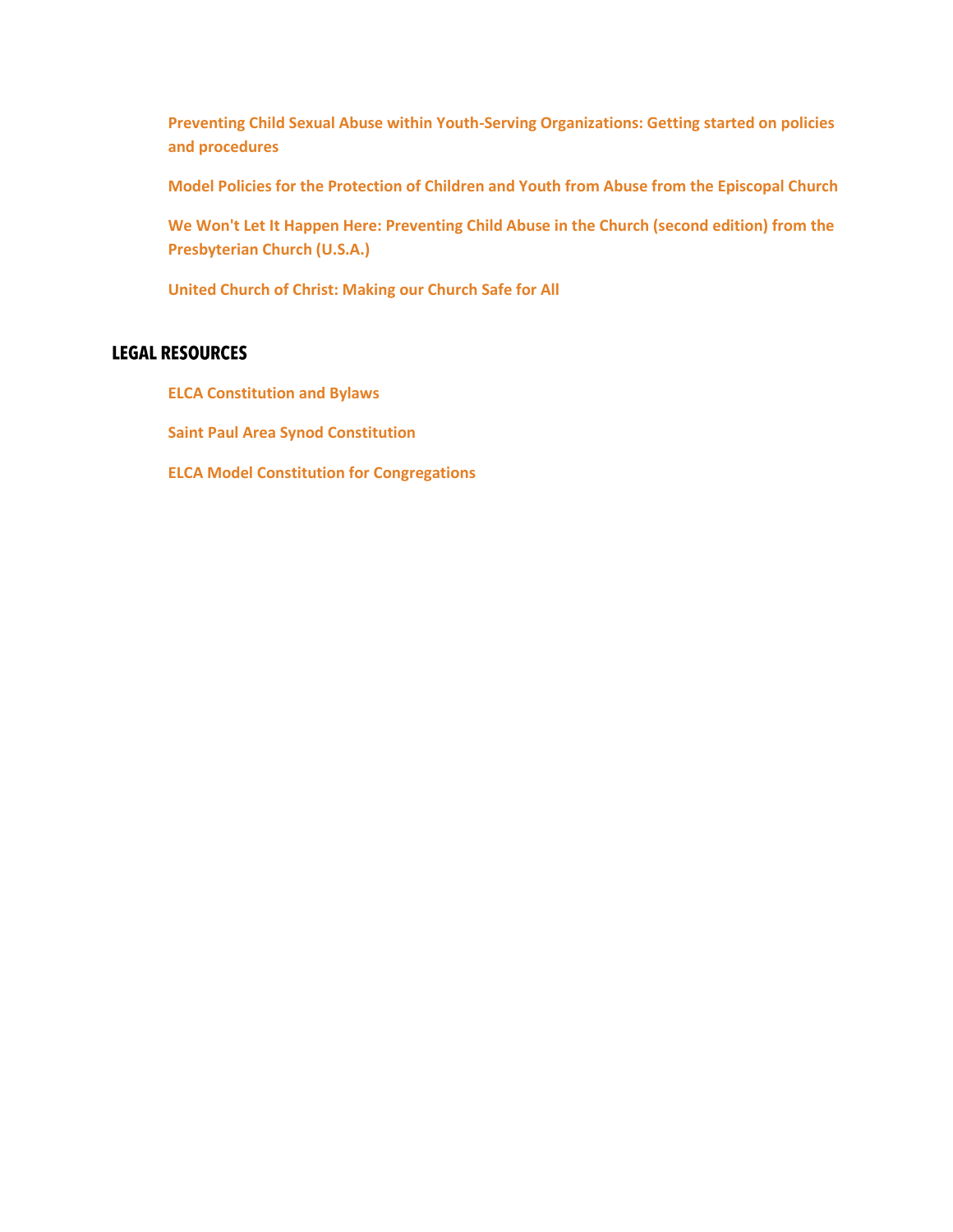**Preventing Child Sexual Abuse within Youth-Serving Organizations: Getting started on policies and procedures**

**Model Policies for the Protection of Children and Youth from Abuse from the Episcopal Church**

**We Won't Let It Happen Here: Preventing Child Abuse in the Church (second edition) from the Presbyterian Church (U.S.A.)**

**United Church of Christ: Making our Church Safe for All**

## LEGAL RESOURCES

**ELCA Constitution and Bylaws**

**Saint Paul Area Synod Constitution**

**ELCA Model Constitution for Congregations**